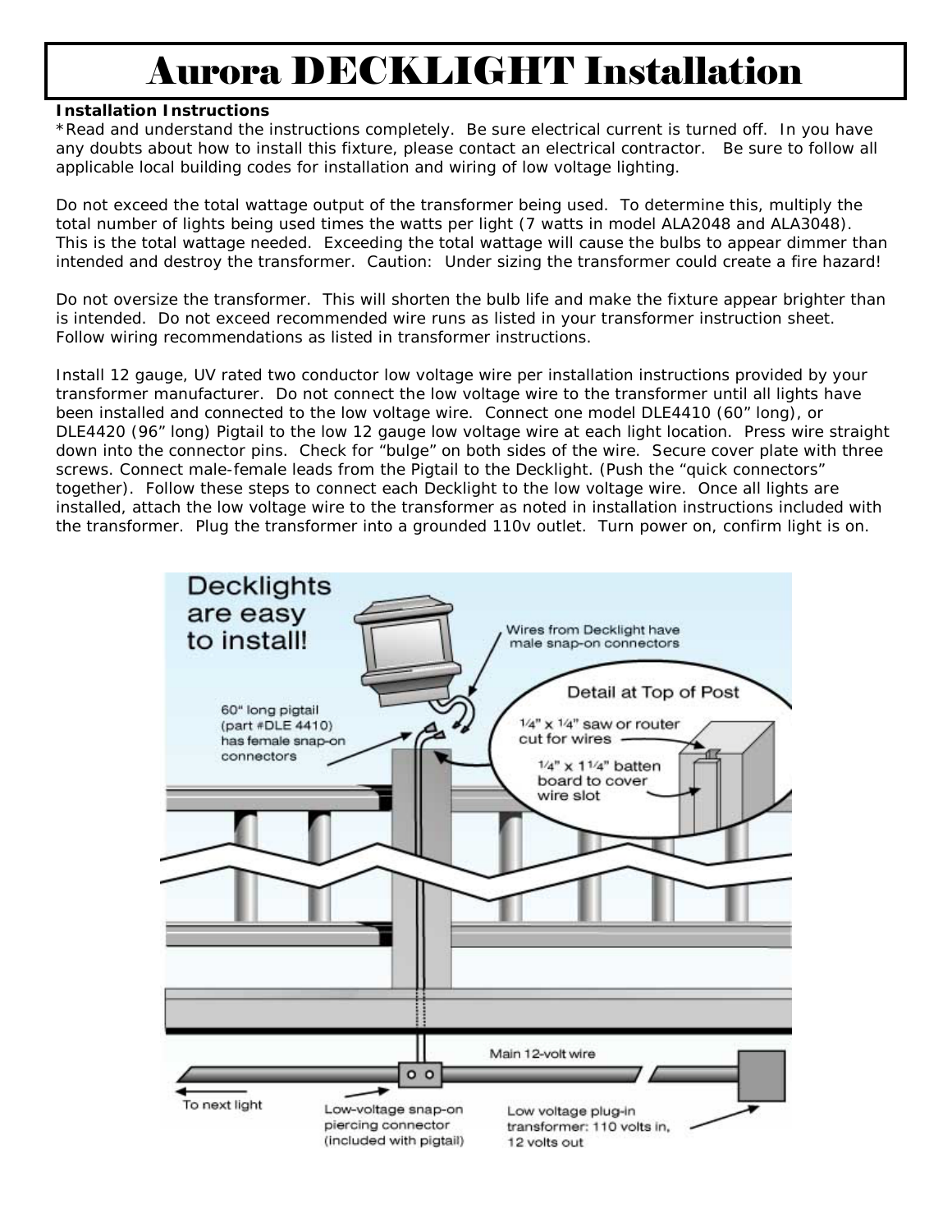# Aurora DECKLIGHT Installation

**Installation Instructions**

*Read and understand the instructions completely. Be sure electrical current is turned off. In you have any doubts about how to install this fixture, please contact an electrical contractor. Be sure to follow all applicable local building codes for installation and wiring of low voltage lighting.

Do not exceed the total wattage output of the transformer being used. To determine this, multiply the total number of lights being used times the watts per light (7 watts in model ALA2048 and ALA3048). This is the total wattage needed. Exceeding the total wattage will cause the bulbs to appear dimmer than intended and destroy the transformer. Caution: Under sizing the transformer could create a fire hazard!

Do not oversize the transformer. This will shorten the bulb life and make the fixture appear brighter than is intended. Do not exceed recommended wire runs as listed in your transformer instruction sheet. Follow wiring recommendations as listed in transformer instructions.

Install 12 gauge, UV rated two conductor low voltage wire per installation instructions provided by your transformer manufacturer. Do not connect the low voltage wire to the transformer until all lights have been installed and connected to the low voltage wire. Connect one model DLE4410 (60" long), or DLE4420 (96" long) Pigtail to the low 12 gauge low voltage wire at each light location. Press wire straight down into the connector pins. Check for "bulge" on both sides of the wire. Secure cover plate with three screws. Connect male-female leads from the Pigtail to the Decklight. (Push the "quick connectors" together). Follow these steps to connect each Decklight to the low voltage wire. Once all lights are installed, attach the low voltage wire to the transformer as noted in installation instructions included with the transformer. Plug the transformer into a grounded 110v outlet. Turn power on, confirm light is on.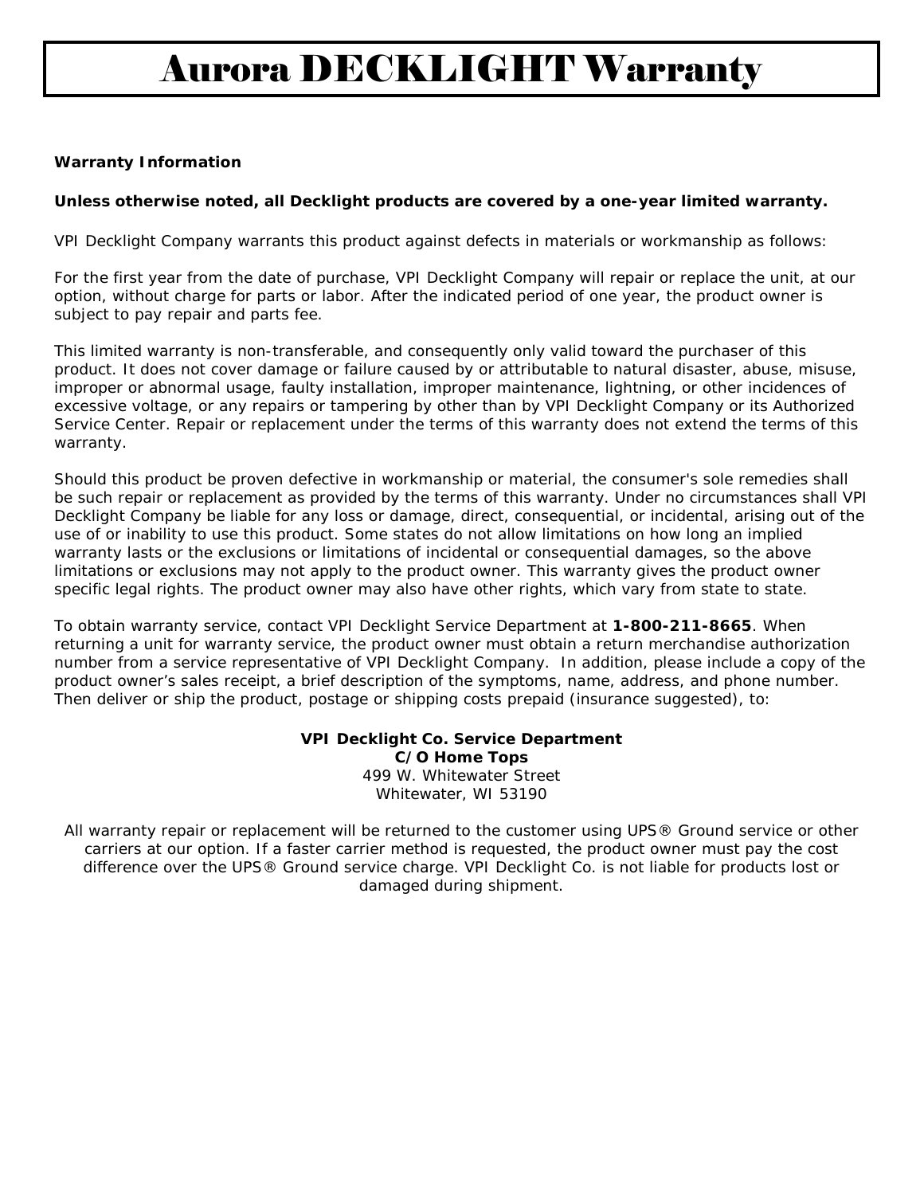# Aurora DECKLIGHT Warranty

**Warranty Information**

**Unless otherwise noted, all Decklight products are covered by a one-year limited warranty.**

VPI Decklight Company warrants this product against defects in materials or workmanship as follows:

For the first year from the date of purchase, VPI Decklight Company will repair or replace the unit, at our option, without charge for parts or labor. After the indicated period of one year, the product owner is subject to pay repair and parts fee.

This limited warranty is non-transferable, and consequently only valid toward the purchaser of this product. It does not cover damage or failure caused by or attributable to natural disaster, abuse, misuse, improper or abnormal usage, faulty installation, improper maintenance, lightning, or other incidences of excessive voltage, or any repairs or tampering by other than by VPI Decklight Company or its Authorized Service Center. Repair or replacement under the terms of this warranty does not extend the terms of this warranty.

Should this product be proven defective in workmanship or material, the consumer's sole remedies shall be such repair or replacement as provided by the terms of this warranty. Under no circumstances shall VPI Decklight Company be liable for any loss or damage, direct, consequential, or incidental, arising out of the use of or inability to use this product. Some states do not allow limitations on how long an implied warranty lasts or the exclusions or limitations of incidental or consequential damages, so the above limitations or exclusions may not apply to the product owner. This warranty gives the product owner specific legal rights. The product owner may also have other rights, which vary from state to state.

To obtain warranty service, contact VPI Decklight Service Department at **1-800-211-8665**. When returning a unit for warranty service, the product owner must obtain a return merchandise authorization number from a service representative of VPI Decklight Company. In addition, please include a copy of the product owner's sales receipt, a brief description of the symptoms, name, address, and phone number. Then deliver or ship the product, postage or shipping costs prepaid (insurance suggested), to:

**VPI Decklight Co. Service Department**
**C/O Home Tops**
499 W. Whitewater Street
Whitewater, WI 53190

All warranty repair or replacement will be returned to the customer using UPS® Ground service or other carriers at our option. If a faster carrier method is requested, the product owner must pay the cost difference over the UPS® Ground service charge. VPI Decklight Co. is not liable for products lost or damaged during shipment.